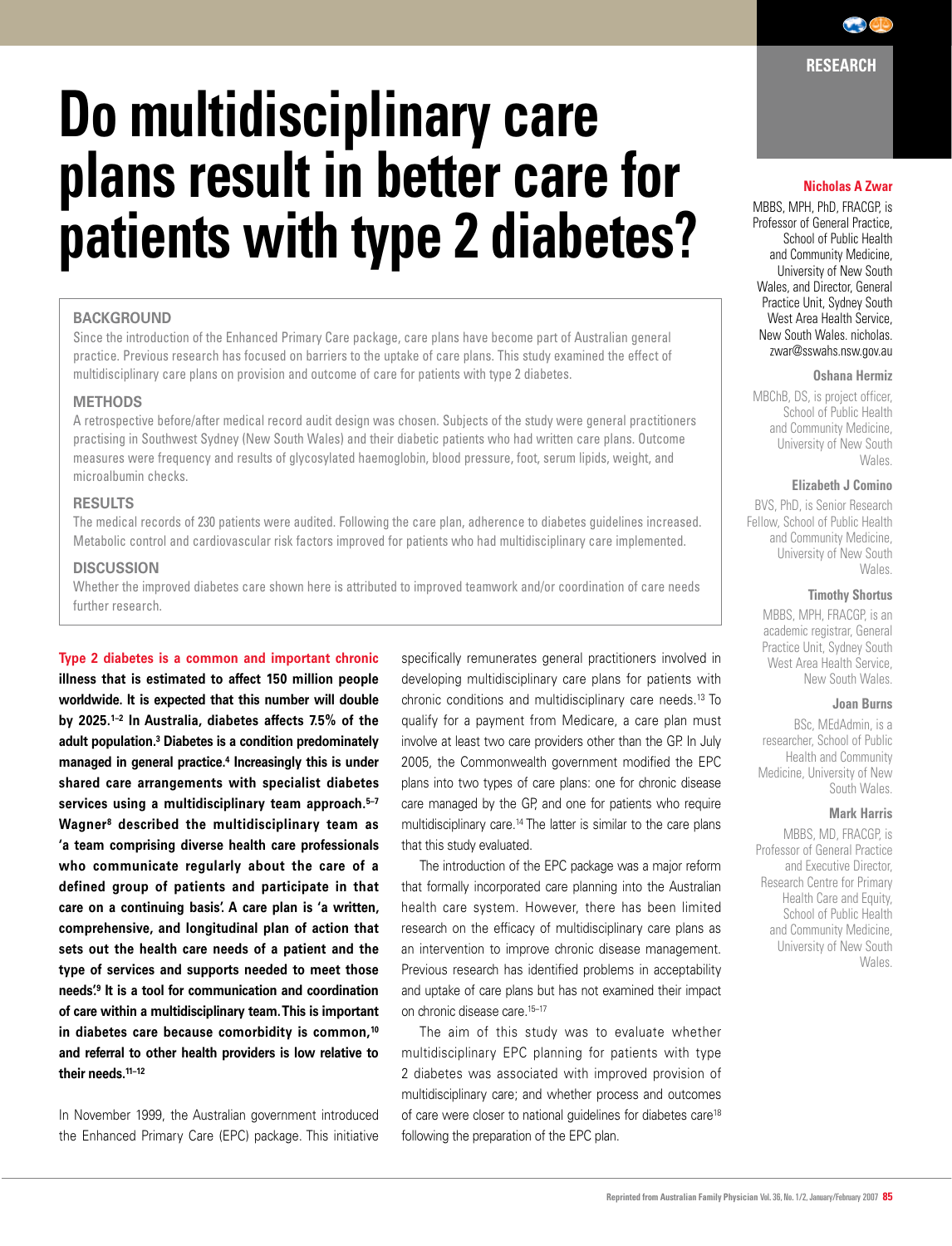RESEARCH

# Do multidisciplinary care plans result in better care for patients with type 2 diabetes?

**Nicholas A Zwar**

MBBS, MPH, PhD, FRACGP, is Professor of General Practice, School of Public Health and Community Medicine, University of New South Wales, and Director, General Practice Unit, Sydney South West Area Health Service, New South Wales. nicholas.zwar@sswahs.nsw.gov.au

**Oshana Hermiz**

MBChB, DS, is project officer, School of Public Health and Community Medicine, University of New South Wales.

**Elizabeth J Comino**

BVS, PhD, is Senior Research Fellow, School of Public Health and Community Medicine, University of New South Wales.

**Timothy Shortus**

MBBS, MPH, FRACGP, is an academic registrar, General Practice Unit, Sydney South West Area Health Service, New South Wales.

**Joan Burns**

BSc, MEdAdmin, is a researcher, School of Public Health and Community Medicine, University of New South Wales.

**Mark Harris**

MBBS, MD, FRACGP, is Professor of General Practice and Executive Director, Research Centre for Primary Health Care and Equity, School of Public Health and Community Medicine, University of New South Wales.

## BACKGROUND

Since the introduction of the Enhanced Primary Care package, care plans have become part of Australian general practice. Previous research has focused on barriers to the uptake of care plans. This study examined the effect of multidisciplinary care plans on provision and outcome of care for patients with type 2 diabetes.

## METHODS

A retrospective before/after medical record audit design was chosen. Subjects of the study were general practitioners practising in Southwest Sydney (New South Wales) and their diabetic patients who had written care plans. Outcome measures were frequency and results of glycosylated haemoglobin, blood pressure, foot, serum lipids, weight, and microalbumin checks.

## RESULTS

The medical records of 230 patients were audited. Following the care plan, adherence to diabetes guidelines increased. Metabolic control and cardiovascular risk factors improved for patients who had multidisciplinary care implemented.

## DISCUSSION

Whether the improved diabetes care shown here is attributed to improved teamwork and/or coordination of care needs further research.

**Type 2 diabetes is a common and important chronic illness that is estimated to affect 150 million people worldwide. It is expected that this number will double by 2025.[1–2] In Australia, diabetes affects 7.5% of the adult population.[3] Diabetes is a condition predominately managed in general practice.[4] Increasingly this is under shared care arrangements with specialist diabetes services using a multidisciplinary team approach.[5–7] Wagner[8] described the multidisciplinary team as 'a team comprising diverse health care professionals who communicate regularly about the care of a defined group of patients and participate in that care on a continuing basis'. A care plan is 'a written, comprehensive, and longitudinal plan of action that sets out the health care needs of a patient and the type of services and supports needed to meet those needs'.[9] It is a tool for communication and coordination of care within a multidisciplinary team. This is important in diabetes care because comorbidity is common,[10] and referral to other health providers is low relative to their needs.[11–12]**

In November 1999, the Australian government introduced the Enhanced Primary Care (EPC) package. This initiative specifically remunerates general practitioners involved in developing multidisciplinary care plans for patients with chronic conditions and multidisciplinary care needs.[13] To qualify for a payment from Medicare, a care plan must involve at least two care providers other than the GP. In July 2005, the Commonwealth government modified the EPC plans into two types of care plans: one for chronic disease care managed by the GP, and one for patients who require multidisciplinary care.[14] The latter is similar to the care plans that this study evaluated.

The introduction of the EPC package was a major reform that formally incorporated care planning into the Australian health care system. However, there has been limited research on the efficacy of multidisciplinary care plans as an intervention to improve chronic disease management. Previous research has identified problems in acceptability and uptake of care plans but has not examined their impact on chronic disease care.[15–17]

The aim of this study was to evaluate whether multidisciplinary EPC planning for patients with type 2 diabetes was associated with improved provision of multidisciplinary care; and whether process and outcomes of care were closer to national guidelines for diabetes care[18] following the preparation of the EPC plan.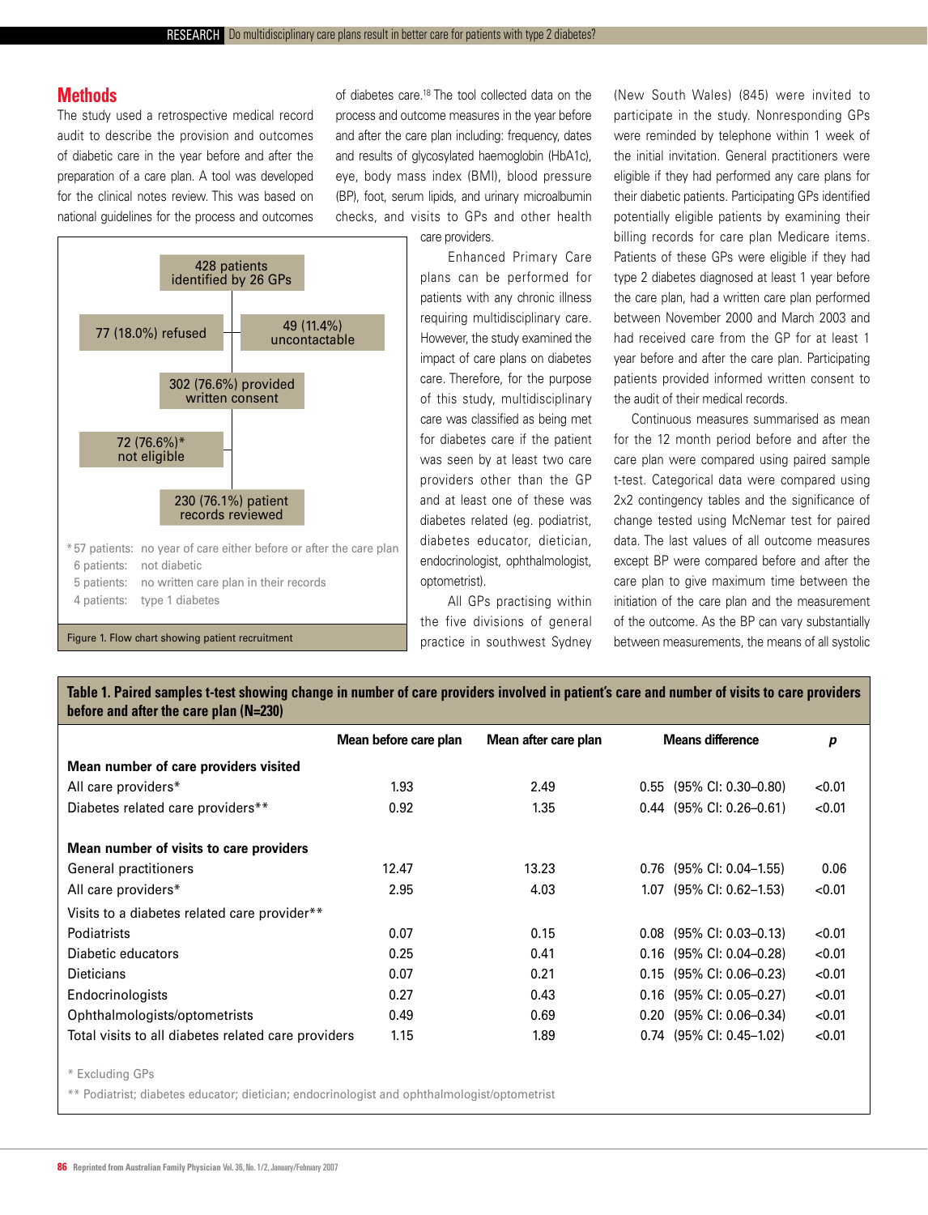## Methods

The study used a retrospective medical record audit to describe the provision and outcomes of diabetic care in the year before and after the preparation of a care plan. A tool was developed for the clinical notes review. This was based on national guidelines for the process and outcomes of diabetes care.[18] The tool collected data on the process and outcome measures in the year before and after the care plan including: frequency, dates and results of glycosylated haemoglobin (HbA1c), eye, body mass index (BMI), blood pressure (BP), foot, serum lipids, and urinary microalbumin checks, and visits to GPs and other health care providers.

Enhanced Primary Care plans can be performed for patients with any chronic illness requiring multidisciplinary care. However, the study examined the impact of care plans on diabetes care. Therefore, for the purpose of this study, multidisciplinary care was classified as being met for diabetes care if the patient was seen by at least two care providers other than the GP and at least one of these was diabetes related (eg. podiatrist, diabetes educator, dietician, endocrinologist, ophthalmologist, optometrist).

All GPs practising within the five divisions of general practice in southwest Sydney (New South Wales) (845) were invited to participate in the study. Nonresponding GPs were reminded by telephone within 1 week of the initial invitation. General practitioners were eligible if they had performed any care plans for their diabetic patients. Participating GPs identified potentially eligible patients by examining their billing records for care plan Medicare items. Patients of these GPs were eligible if they had type 2 diabetes diagnosed at least 1 year before the care plan, had a written care plan performed between November 2000 and March 2003 and had received care from the GP for at least 1 year before and after the care plan. Participating patients provided informed written consent to the audit of their medical records.

Continuous measures summarised as mean for the 12 month period before and after the care plan were compared using paired sample t-test. Categorical data were compared using 2x2 contingency tables and the significance of change tested using McNemar test for paired data. The last values of all outcome measures except BP were compared before and after the care plan to give maximum time between the initiation of the care plan and the measurement of the outcome. As the BP can vary substantially between measurements, the means of all systolic

428 patients identified by 26 GPs
- 77 (18.0%) refused
- 49 (11.4%) uncontactable

302 (76.6%) provided written consent
- 72 (76.6%)* not eligible

230 (76.1%) patient records reviewed

*57 patients: no year of care either before or after the care plan
6 patients: not diabetic
5 patients: no written care plan in their records
4 patients: type 1 diabetes

Figure 1. Flow chart showing patient recruitment

**Table 1. Paired samples t-test showing change in number of care providers involved in patient's care and number of visits to care providers before and after the care plan (N=230)**

| | Mean before care plan | Mean after care plan | Means difference | p |
|---|---|---|---|---|
| **Mean number of care providers visited** | | | | |
| All care providers* | 1.93 | 2.49 | 0.55 (95% CI: 0.30–0.80) | <0.01 |
| Diabetes related care providers** | 0.92 | 1.35 | 0.44 (95% CI: 0.26–0.61) | <0.01 |
| **Mean number of visits to care providers** | | | | |
| General practitioners | 12.47 | 13.23 | 0.76 (95% CI: 0.04–1.55) | 0.06 |
| All care providers* | 2.95 | 4.03 | 1.07 (95% CI: 0.62–1.53) | <0.01 |
| Visits to a diabetes related care provider** | | | | |
| Podiatrists | 0.07 | 0.15 | 0.08 (95% CI: 0.03–0.13) | <0.01 |
| Diabetic educators | 0.25 | 0.41 | 0.16 (95% CI: 0.04–0.28) | <0.01 |
| Dieticians | 0.07 | 0.21 | 0.15 (95% CI: 0.06–0.23) | <0.01 |
| Endocrinologists | 0.27 | 0.43 | 0.16 (95% CI: 0.05–0.27) | <0.01 |
| Ophthalmologists/optometrists | 0.49 | 0.69 | 0.20 (95% CI: 0.06–0.34) | <0.01 |
| Total visits to all diabetes related care providers | 1.15 | 1.89 | 0.74 (95% CI: 0.45–1.02) | <0.01 |

\* Excluding GPs

** Podiatrist; diabetes educator; dietician; endocrinologist and ophthalmologist/optometrist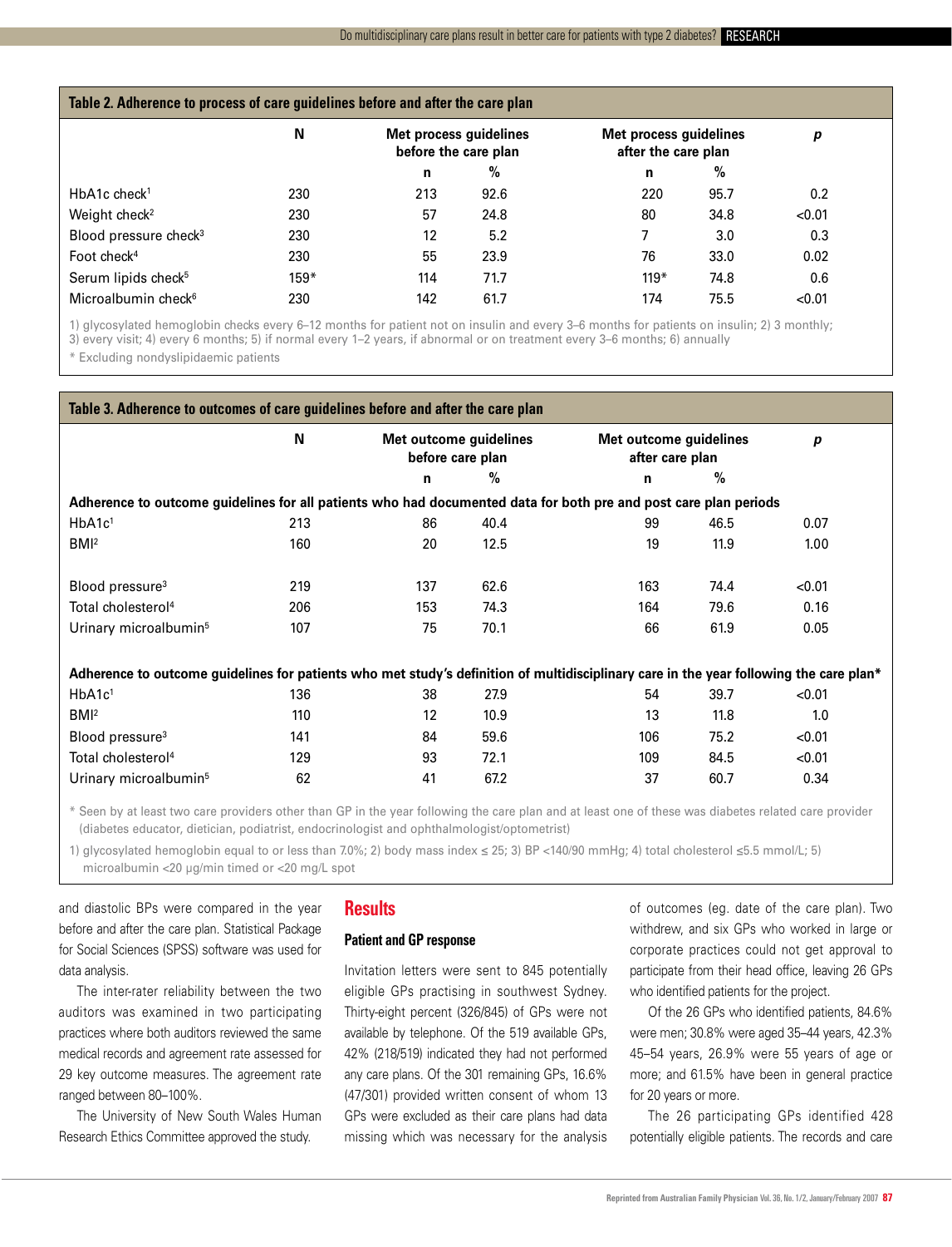**Table 2. Adherence to process of care guidelines before and after the care plan**

| | N | Met process guidelines before the care plan | | Met process guidelines after the care plan | | p |
|---|---|---|---|---|---|---|
| | | n | % | n | % | |
| HbA1c check[1] | 230 | 213 | 92.6 | 220 | 95.7 | 0.2 |
| Weight check[2] | 230 | 57 | 24.8 | 80 | 34.8 | <0.01 |
| Blood pressure check[3] | 230 | 12 | 5.2 | 7 | 3.0 | 0.3 |
| Foot check[4] | 230 | 55 | 23.9 | 76 | 33.0 | 0.02 |
| Serum lipids check[5] | 159* | 114 | 71.7 | 119* | 74.8 | 0.6 |
| Microalbumin check[6] | 230 | 142 | 61.7 | 174 | 75.5 | <0.01 |

1) glycosylated hemoglobin checks every 6–12 months for patient not on insulin and every 3–6 months for patients on insulin; 2) 3 monthly; 3) every visit; 4) every 6 months; 5) if normal every 1–2 years, if abnormal or on treatment every 3–6 months; 6) annually

\* Excluding nondyslipidaemic patients

**Table 3. Adherence to outcomes of care guidelines before and after the care plan**

| | N | Met outcome guidelines before care plan | | Met outcome guidelines after care plan | | p |
|---|---|---|---|---|---|---|
| | | n | % | n | % | |
| **Adherence to outcome guidelines for all patients who had documented data for both pre and post care plan periods** | | | | | | |
| HbA1c[1] | 213 | 86 | 40.4 | 99 | 46.5 | 0.07 |
| BMI[2] | 160 | 20 | 12.5 | 19 | 11.9 | 1.00 |
| Blood pressure[3] | 219 | 137 | 62.6 | 163 | 74.4 | <0.01 |
| Total cholesterol[4] | 206 | 153 | 74.3 | 164 | 79.6 | 0.16 |
| Urinary microalbumin[5] | 107 | 75 | 70.1 | 66 | 61.9 | 0.05 |
| **Adherence to outcome guidelines for patients who met study's definition of multidisciplinary care in the year following the care plan*** | | | | | | |
| HbA1c[1] | 136 | 38 | 27.9 | 54 | 39.7 | <0.01 |
| BMI[2] | 110 | 12 | 10.9 | 13 | 11.8 | 1.0 |
| Blood pressure[3] | 141 | 84 | 59.6 | 106 | 75.2 | <0.01 |
| Total cholesterol[4] | 129 | 93 | 72.1 | 109 | 84.5 | <0.01 |
| Urinary microalbumin[5] | 62 | 41 | 67.2 | 37 | 60.7 | 0.34 |

\* Seen by at least two care providers other than GP in the year following the care plan and at least one of these was diabetes related care provider (diabetes educator, dietician, podiatrist, endocrinologist and ophthalmologist/optometrist)

1) glycosylated hemoglobin equal to or less than 7.0%; 2) body mass index ≤ 25; 3) BP <140/90 mmHg; 4) total cholesterol ≤5.5 mmol/L; 5) microalbumin <20 μg/min timed or <20 mg/L spot

and diastolic BPs were compared in the year before and after the care plan. Statistical Package for Social Sciences (SPSS) software was used for data analysis.

The inter-rater reliability between the two auditors was examined in two participating practices where both auditors reviewed the same medical records and agreement rate assessed for 29 key outcome measures. The agreement rate ranged between 80–100%.

The University of New South Wales Human Research Ethics Committee approved the study.

## Results

### Patient and GP response

Invitation letters were sent to 845 potentially eligible GPs practising in southwest Sydney. Thirty-eight percent (326/845) of GPs were not available by telephone. Of the 519 available GPs, 42% (218/519) indicated they had not performed any care plans. Of the 301 remaining GPs, 16.6% (47/301) provided written consent of whom 13 GPs were excluded as their care plans had data missing which was necessary for the analysis of outcomes (eg. date of the care plan). Two withdrew, and six GPs who worked in large or corporate practices could not get approval to participate from their head office, leaving 26 GPs who identified patients for the project.

Of the 26 GPs who identified patients, 84.6% were men; 30.8% were aged 35–44 years, 42.3% 45–54 years, 26.9% were 55 years of age or more; and 61.5% have been in general practice for 20 years or more.

The 26 participating GPs identified 428 potentially eligible patients. The records and care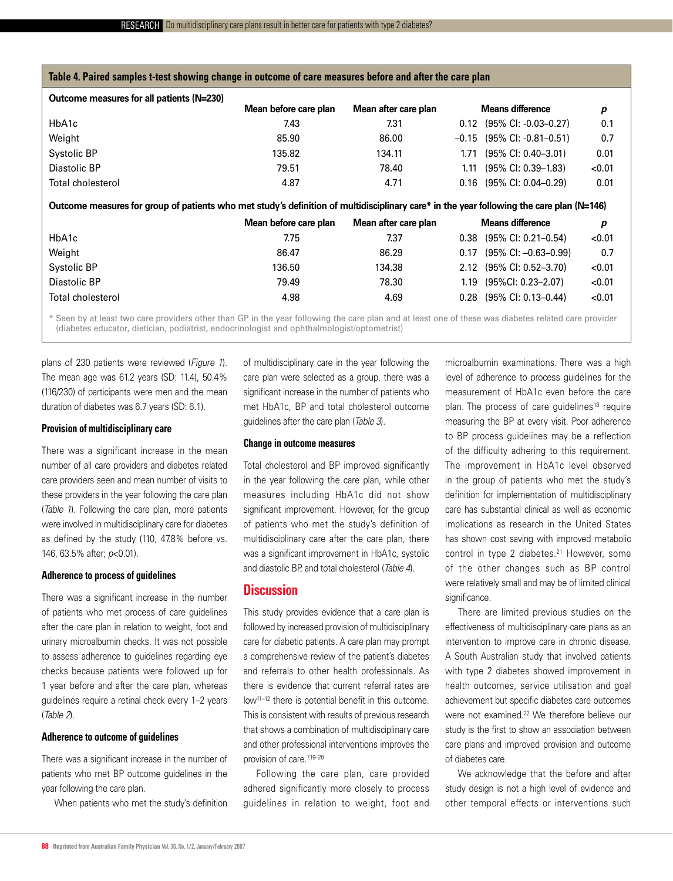**Table 4. Paired samples t-test showing change in outcome of care measures before and after the care plan**

| Outcome measures for all patients (N=230) | Mean before care plan | Mean after care plan | Means difference | p |
|---|---|---|---|---|
| HbA1c | 7.43 | 7.31 | 0.12 (95% CI: -0.03–0.27) | 0.1 |
| Weight | 85.90 | 86.00 | –0.15 (95% CI: -0.81–0.51) | 0.7 |
| Systolic BP | 135.82 | 134.11 | 1.71 (95% CI: 0.40–3.01) | 0.01 |
| Diastolic BP | 79.51 | 78.40 | 1.11 (95% CI: 0.39–1.83) | <0.01 |
| Total cholesterol | 4.87 | 4.71 | 0.16 (95% CI: 0.04–0.29) | 0.01 |
| **Outcome measures for group of patients who met study's definition of multidisciplinary care* in the year following the care plan (N=146)** | | | | |
| | **Mean before care plan** | **Mean after care plan** | **Means difference** | **p** |
| HbA1c | 7.75 | 7.37 | 0.38 (95% CI: 0.21–0.54) | <0.01 |
| Weight | 86.47 | 86.29 | 0.17 (95% CI: –0.63–0.99) | 0.7 |
| Systolic BP | 136.50 | 134.38 | 2.12 (95% CI: 0.52–3.70) | <0.01 |
| Diastolic BP | 79.49 | 78.30 | 1.19 (95%CI: 0.23–2.07) | <0.01 |
| Total cholesterol | 4.98 | 4.69 | 0.28 (95% CI: 0.13–0.44) | <0.01 |

\* Seen by at least two care providers other than GP in the year following the care plan and at least one of these was diabetes related care provider (diabetes educator, dietician, podiatrist, endocrinologist and ophthalmologist/optometrist)

plans of 230 patients were reviewed (*Figure 1*). The mean age was 61.2 years (SD: 11.4), 50.4% (116/230) of participants were men and the mean duration of diabetes was 6.7 years (SD: 6.1).

### Provision of multidisciplinary care

There was a significant increase in the mean number of all care providers and diabetes related care providers seen and mean number of visits to these providers in the year following the care plan (*Table 1*). Following the care plan, more patients were involved in multidisciplinary care for diabetes as defined by the study (110, 47.8% before vs. 146, 63.5% after; $p<0.01$).

### Adherence to process of guidelines

There was a significant increase in the number of patients who met process of care guidelines after the care plan in relation to weight, foot and urinary microalbumin checks. It was not possible to assess adherence to guidelines regarding eye checks because patients were followed up for 1 year before and after the care plan, whereas guidelines require a retinal check every 1–2 years (*Table 2*).

### Adherence to outcome of guidelines

There was a significant increase in the number of patients who met BP outcome guidelines in the year following the care plan.

When patients who met the study's definition of multidisciplinary care in the year following the care plan were selected as a group, there was a significant increase in the number of patients who met HbA1c, BP and total cholesterol outcome guidelines after the care plan (*Table 3*).

### Change in outcome measures

Total cholesterol and BP improved significantly in the year following the care plan, while other measures including HbA1c did not show significant improvement. However, for the group of patients who met the study's definition of multidisciplinary care after the care plan, there was a significant improvement in HbA1c, systolic and diastolic BP, and total cholesterol (*Table 4*).

## Discussion

This study provides evidence that a care plan is followed by increased provision of multidisciplinary care for diabetic patients. A care plan may prompt a comprehensive review of the patient's diabetes and referrals to other health professionals. As there is evidence that current referral rates are low[11–12] there is potential benefit in this outcome. This is consistent with results of previous research that shows a combination of multidisciplinary care and other professional interventions improves the provision of care.[7,19–20]

Following the care plan, care provided adhered significantly more closely to process guidelines in relation to weight, foot and microalbumin examinations. There was a high level of adherence to process guidelines for the measurement of HbA1c even before the care plan. The process of care guidelines[18] require measuring the BP at every visit. Poor adherence to BP process guidelines may be a reflection of the difficulty adhering to this requirement. The improvement in HbA1c level observed in the group of patients who met the study's definition for implementation of multidisciplinary care has substantial clinical as well as economic implications as research in the United States has shown cost saving with improved metabolic control in type 2 diabetes.[21] However, some of the other changes such as BP control were relatively small and may be of limited clinical significance.

There are limited previous studies on the effectiveness of multidisciplinary care plans as an intervention to improve care in chronic disease. A South Australian study that involved patients with type 2 diabetes showed improvement in health outcomes, service utilisation and goal achievement but specific diabetes care outcomes were not examined.[22] We therefore believe our study is the first to show an association between care plans and improved provision and outcome of diabetes care.

We acknowledge that the before and after study design is not a high level of evidence and other temporal effects or interventions such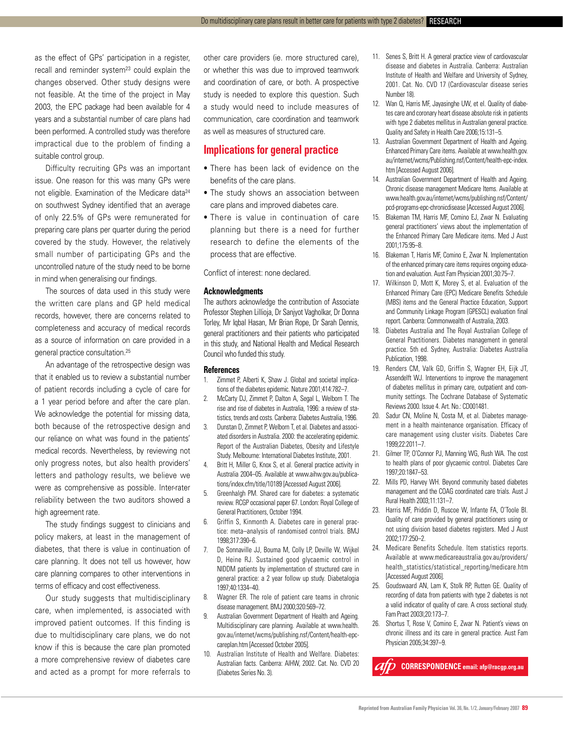as the effect of GPs' participation in a register, recall and reminder system[23] could explain the changes observed. Other study designs were not feasible. At the time of the project in May 2003, the EPC package had been available for 4 years and a substantial number of care plans had been performed. A controlled study was therefore impractical due to the problem of finding a suitable control group.

Difficulty recruiting GPs was an important issue. One reason for this was many GPs were not eligible. Examination of the Medicare data[24] on southwest Sydney identified that an average of only 22.5% of GPs were remunerated for preparing care plans per quarter during the period covered by the study. However, the relatively small number of participating GPs and the uncontrolled nature of the study need to be borne in mind when generalising our findings.

The sources of data used in this study were the written care plans and GP held medical records, however, there are concerns related to completeness and accuracy of medical records as a source of information on care provided in a general practice consultation.[25]

An advantage of the retrospective design was that it enabled us to review a substantial number of patient records including a cycle of care for a 1 year period before and after the care plan. We acknowledge the potential for missing data, both because of the retrospective design and our reliance on what was found in the patients' medical records. Nevertheless, by reviewing not only progress notes, but also health providers' letters and pathology results, we believe we were as comprehensive as possible. Inter-rater reliability between the two auditors showed a high agreement rate.

The study findings suggest to clinicians and policy makers, at least in the management of diabetes, that there is value in continuation of care planning. It does not tell us however, how care planning compares to other interventions in terms of efficacy and cost effectiveness.

Our study suggests that multidisciplinary care, when implemented, is associated with improved patient outcomes. If this finding is due to multidisciplinary care plans, we do not know if this is because the care plan promoted a more comprehensive review of diabetes care and acted as a prompt for more referrals to other care providers (ie. more structured care), or whether this was due to improved teamwork and coordination of care, or both. A prospective study is needed to explore this question. Such a study would need to include measures of communication, care coordination and teamwork as well as measures of structured care.

## Implications for general practice

- There has been lack of evidence on the benefits of the care plans.
- The study shows an association between care plans and improved diabetes care.
- There is value in continuation of care planning but there is a need for further research to define the elements of the process that are effective.

Conflict of interest: none declared.

### Acknowledgments

The authors acknowledge the contribution of Associate Professor Stephen Lillioja, Dr Sanjyot Vagholkar, Dr Donna Torley, Mr Iqbal Hasan, Mr Brian Rope, Dr Sarah Dennis, general practitioners and their patients who participated in this study, and National Health and Medical Research Council who funded this study.

### References

1. Zimmet P, Alberti K, Shaw J. Global and societal implications of the diabetes epidemic. Nature 2001;414:782–7.
2. McCarty DJ, Zimmet P, Dalton A, Segal L, Welborn T. The rise and rise of diabetes in Australia, 1996: a review of statistics, trends and costs. Canberra: Diabetes Australia, 1996.
3. Dunstan D, Zimmet P, Welborn T, et al. Diabetes and associated disorders in Australia. 2000: the accelerating epidemic. Report of the Australian Diabetes, Obesity and Lifestyle Study. Melbourne: International Diabetes Institute, 2001.
4. Britt H, Miller G, Knox S, et al. General practice activity in Australia 2004–05. Available at www.aihw.gov.au/publications/index.cfm/title/10189 [Accessed August 2006].
5. Greenhalgh PM. Shared care for diabetes: a systematic review. RCGP occasional paper 67. London: Royal College of General Practitioners, October 1994.
6. Griffin S, Kinmonth A. Diabetes care in general practice: meta–analysis of randomised control trials. BMJ 1998;317:390–6.
7. De Sonnaville JJ, Bouma M, Colly LP, Deville W, Wijkel D, Heine RJ. Sustained good glycaemic control in NIDDM patients by implementation of structured care in general practice: a 2 year follow up study. Diabetalogia 1997;40:1334–40.
8. Wagner ER. The role of patient care teams in chronic disease management. BMJ 2000;320:569–72.
9. Australian Government Department of Health and Ageing. Multidisciplinary care planning. Available at www.health.gov.au/internet/wcms/publishing.nsf/Content/health-epc-careplan.htm [Accessed October 2005].
10. Australian Institute of Health and Welfare. Diabetes: Australian facts. Canberra: AIHW, 2002. Cat. No. CVD 20 (Diabetes Series No. 3).
11. Senes S, Britt H. A general practice view of cardiovascular disease and diabetes in Australia. Canberra: Australian Institute of Health and Welfare and University of Sydney, 2001. Cat. No. CVD 17 (Cardiovascular disease series Number 18).
12. Wan Q, Harris MF, Jayasinghe UW, et el. Quality of diabetes care and coronary heart disease absolute risk in patients with type 2 diabetes mellitus in Australian general practice. Quality and Safety in Health Care 2006;15:131–5.
13. Australian Government Department of Health and Ageing. Enhanced Primary Care items. Available at www.health.gov.au/internet/wcms/Publishing.nsf/Content/health-epc-index.htm [Accessed August 2006].
14. Australian Government Department of Health and Ageing. Chronic disease management Medicare Items. Available at www.health.gov.au/internet/wcms/publishing.nsf/Content/pcd-programs-epc-chronicdisease [Accessed August 2006].
15. Blakeman TM, Harris MF, Comino EJ, Zwar N. Evaluating general practitioners' views about the implementation of the Enhanced Primary Care Medicare items. Med J Aust 2001;175:95–8.
16. Blakeman T, Harris MF, Comino E, Zwar N. Implementation of the enhanced primary care items requires ongoing education and evaluation. Aust Fam Physician 2001;30:75–7.
17. Wilkinson D, Mott K, Morey S, et al. Evaluation of the Enhanced Primary Care (EPC) Medicare Benefits Schedule (MBS) items and the General Practice Education, Support and Community Linkage Program (GPESCL) evaluation final report. Canberra: Commonwealth of Australia, 2003.
18. Diabetes Australia and The Royal Australian College of General Practitioners. Diabetes management in general practice. 5th ed. Sydney, Australia: Diabetes Australia Publication, 1998.
19. Renders CM, Valk GD, Griffin S, Wagner EH, Eijk JT, Assendelft WJ. Interventions to improve the management of diabetes mellitus in primary care, outpatient and community settings. The Cochrane Database of Systematic Reviews 2000. Issue 4. Art. No.: CD001481.
20. Sadur CN, Moline N, Costa M, et al. Diabetes management in a health maintenance organisation. Efficacy of care management using cluster visits. Diabetes Care 1999;22:2011–7.
21. Gilmer TP, O'Connor PJ, Manning WG, Rush WA. The cost to health plans of poor glycaemic control. Diabetes Care 1997;20:1847–53.
22. Mills PD, Harvey WH. Beyond community based diabetes management and the COAG coordinated care trials. Aust J Rural Health 2003;11:131–7.
23. Harris MF, Priddin D, Ruscoe W, Infante FA, O'Toole BI. Quality of care provided by general practitioners using or not using division based diabetes registers. Med J Aust 2002;177:250–2.
24. Medicare Benefits Schedule. Item statistics reports. Available at www.medicareaustralia.gov.au/providers/health_statistics/statistical_reporting/medicare.htm [Accessed August 2006].
25. Goudswaard AN, Lam K, Stolk RP, Rutten GE. Quality of recording of data from patients with type 2 diabetes is not a valid indicator of quality of care. A cross sectional study. Fam Pract 2003l;20:173–7.
26. Shortus T, Rose V, Comino E, Zwar N. Patient's views on chronic illness and its care in general practice. Aust Fam Physician 2005;34:397–9.

**CORRESPONDENCE** email: afp@racgp.org.au